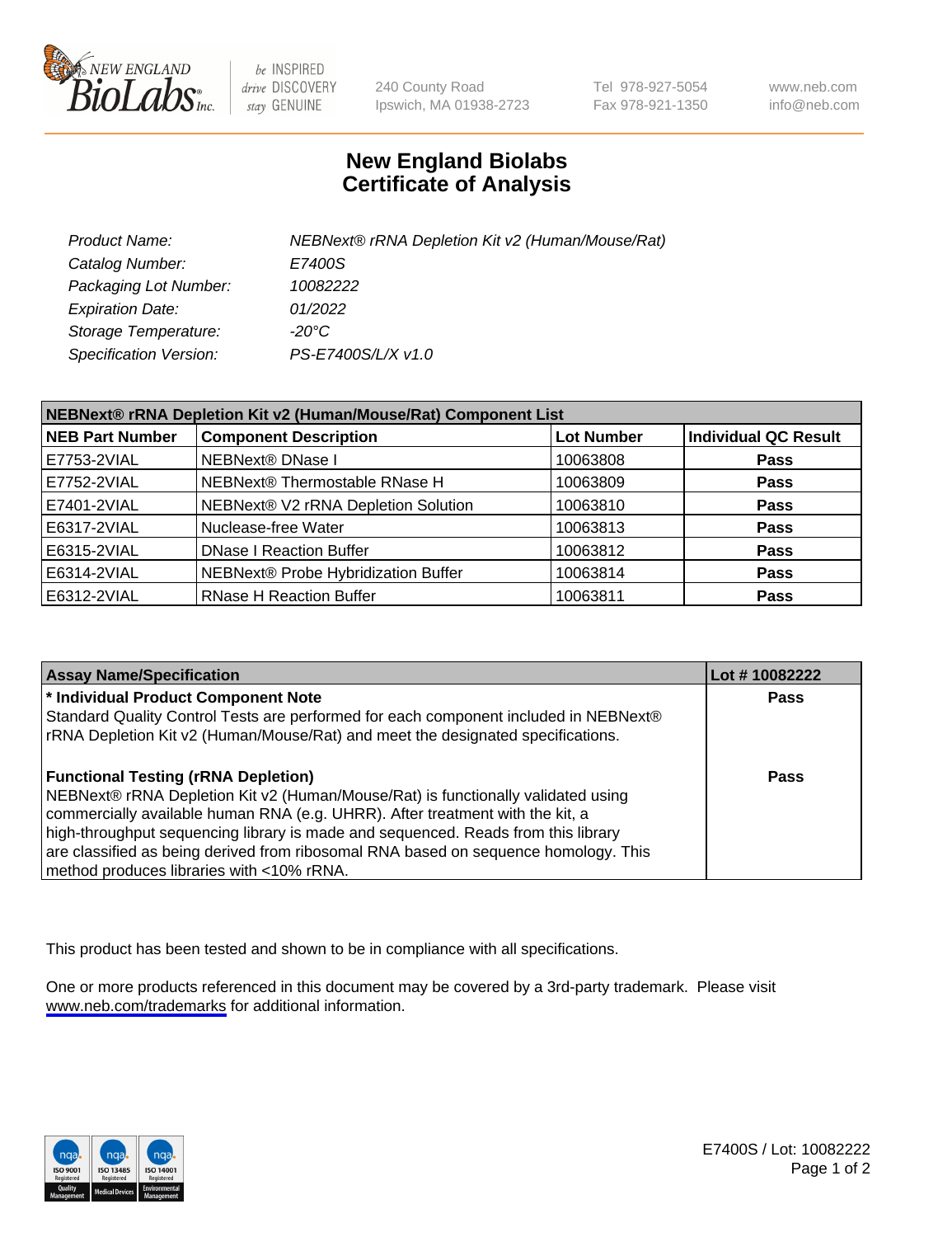# New England Biolabs Certificate of Analysis

| | |
|---|---|
| *Product Name:* | *NEBNext® rRNA Depletion Kit v2 (Human/Mouse/Rat)* |
| *Catalog Number:* | *E7400S* |
| *Packaging Lot Number:* | *10082222* |
| *Expiration Date:* | *01/2022* |
| *Storage Temperature:* | *-20°C* |
| *Specification Version:* | *PS-E7400S/L/X v1.0* |

| NEBNext® rRNA Depletion Kit v2 (Human/Mouse/Rat) Component List | | | |
|---|---|---|---|
| **NEB Part Number** | **Component Description** | **Lot Number** | **Individual QC Result** |
| E7753-2VIAL | NEBNext® DNase I | 10063808 | **Pass** |
| E7752-2VIAL | NEBNext® Thermostable RNase H | 10063809 | **Pass** |
| E7401-2VIAL | NEBNext® V2 rRNA Depletion Solution | 10063810 | **Pass** |
| E6317-2VIAL | Nuclease-free Water | 10063813 | **Pass** |
| E6315-2VIAL | DNase I Reaction Buffer | 10063812 | **Pass** |
| E6314-2VIAL | NEBNext® Probe Hybridization Buffer | 10063814 | **Pass** |
| E6312-2VIAL | RNase H Reaction Buffer | 10063811 | **Pass** |

| Assay Name/Specification | Lot # 10082222 |
|---|---|
| **\* Individual Product Component Note**<br>Standard Quality Control Tests are performed for each component included in NEBNext® rRNA Depletion Kit v2 (Human/Mouse/Rat) and meet the designated specifications. | **Pass** |
| **Functional Testing (rRNA Depletion)**<br>NEBNext® rRNA Depletion Kit v2 (Human/Mouse/Rat) is functionally validated using commercially available human RNA (e.g. UHRR). After treatment with the kit, a high-throughput sequencing library is made and sequenced. Reads from this library are classified as being derived from ribosomal RNA based on sequence homology. This method produces libraries with <10% rRNA. | **Pass** |

This product has been tested and shown to be in compliance with all specifications.

One or more products referenced in this document may be covered by a 3rd-party trademark. Please visit www.neb.com/trademarks for additional information.

E7400S / Lot: 10082222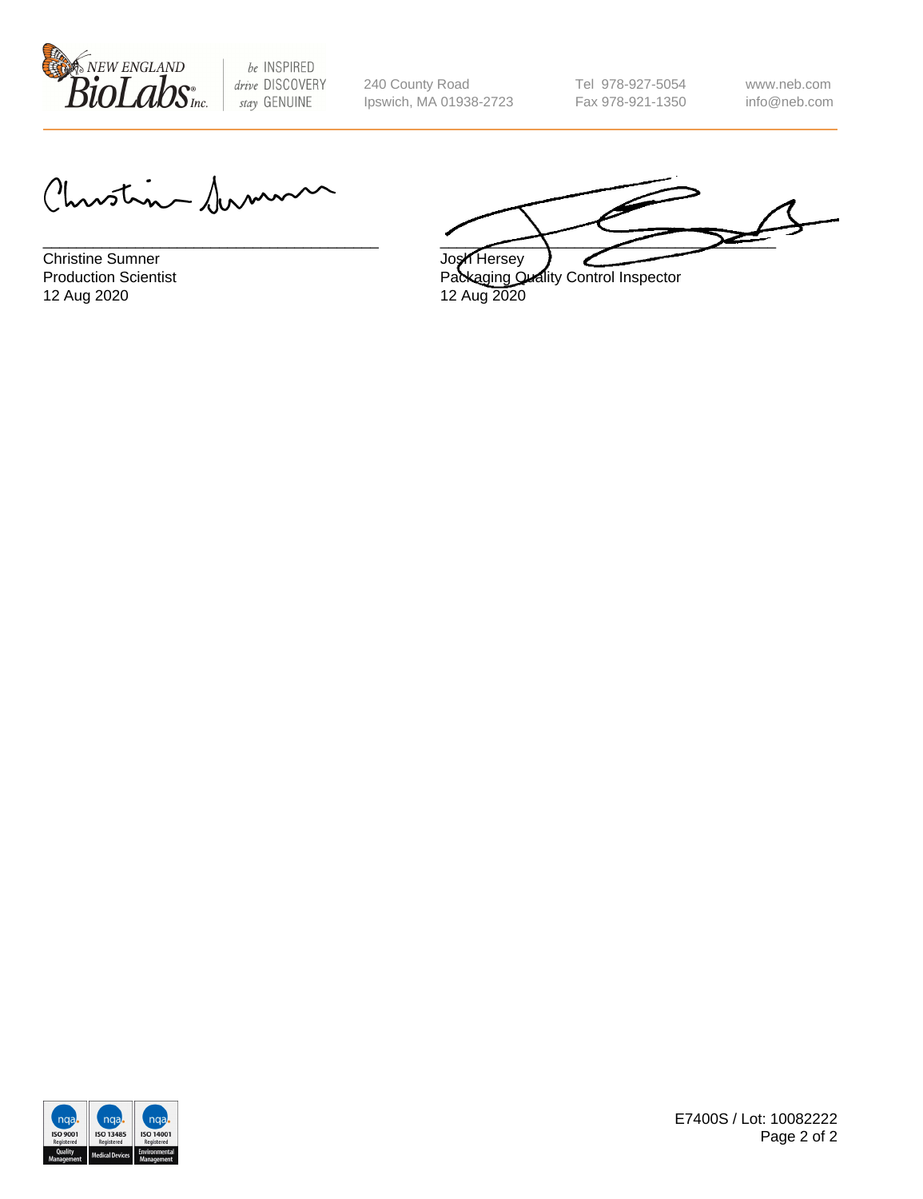Christine Sumner
Production Scientist
12 Aug 2020

Josh Hersey
Packaging Quality Control Inspector
12 Aug 2020

E7400S / Lot: 10082222